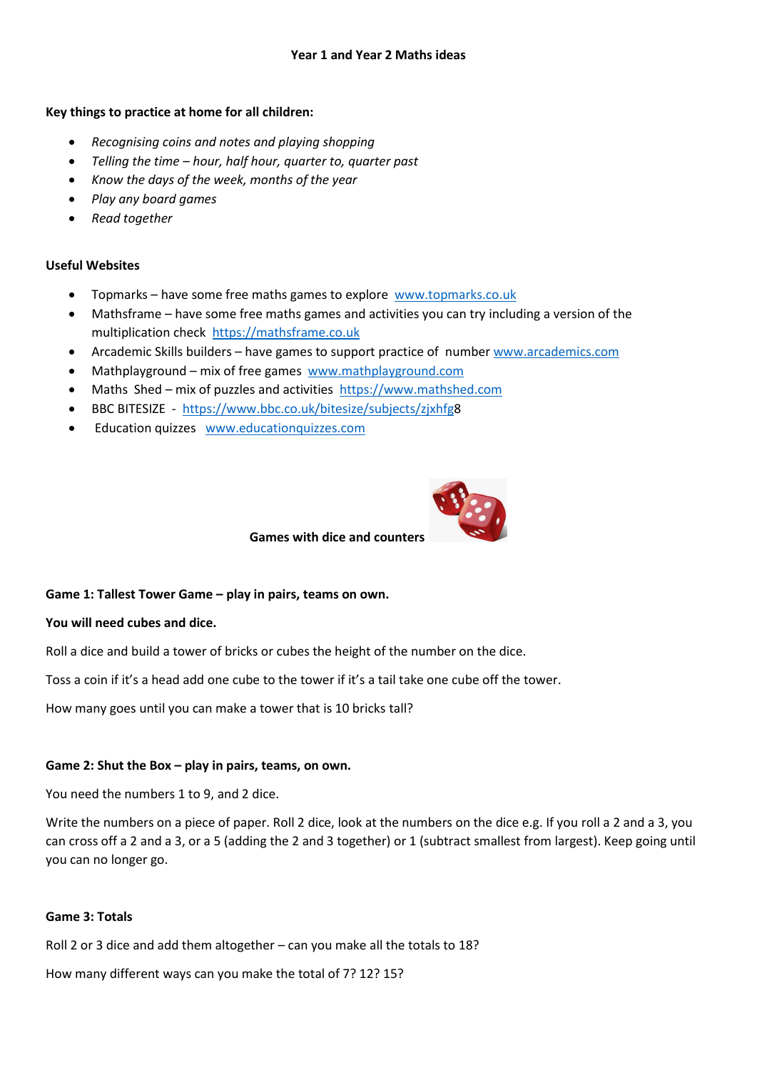# Year 1 and Year 2 Maths ideas

**Key things to practice at home for all children:**

- *Recognising coins and notes and playing shopping*
- *Telling the time – hour, half hour, quarter to, quarter past*
- *Know the days of the week, months of the year*
- *Play any board games*
- *Read together*

**Useful Websites**

- Topmarks – have some free maths games to explore www.topmarks.co.uk
- Mathsframe – have some free maths games and activities you can try including a version of the multiplication check https://mathsframe.co.uk
- Arcademic Skills builders – have games to support practice of number www.arcademics.com
- Mathplayground – mix of free games www.mathplayground.com
- Maths Shed – mix of puzzles and activities https://www.mathshed.com
- BBC BITESIZE - https://www.bbc.co.uk/bitesize/subjects/zjxhfg8
- Education quizzes www.educationquizzes.com

## Games with dice and counters

**Game 1: Tallest Tower Game – play in pairs, teams on own.**

**You will need cubes and dice.**

Roll a dice and build a tower of bricks or cubes the height of the number on the dice.

Toss a coin if it's a head add one cube to the tower if it's a tail take one cube off the tower.

How many goes until you can make a tower that is 10 bricks tall?

**Game 2: Shut the Box – play in pairs, teams, on own.**

You need the numbers 1 to 9, and 2 dice.

Write the numbers on a piece of paper. Roll 2 dice, look at the numbers on the dice e.g. If you roll a 2 and a 3, you can cross off a 2 and a 3, or a 5 (adding the 2 and 3 together) or 1 (subtract smallest from largest). Keep going until you can no longer go.

**Game 3: Totals**

Roll 2 or 3 dice and add them altogether – can you make all the totals to 18?

How many different ways can you make the total of 7? 12? 15?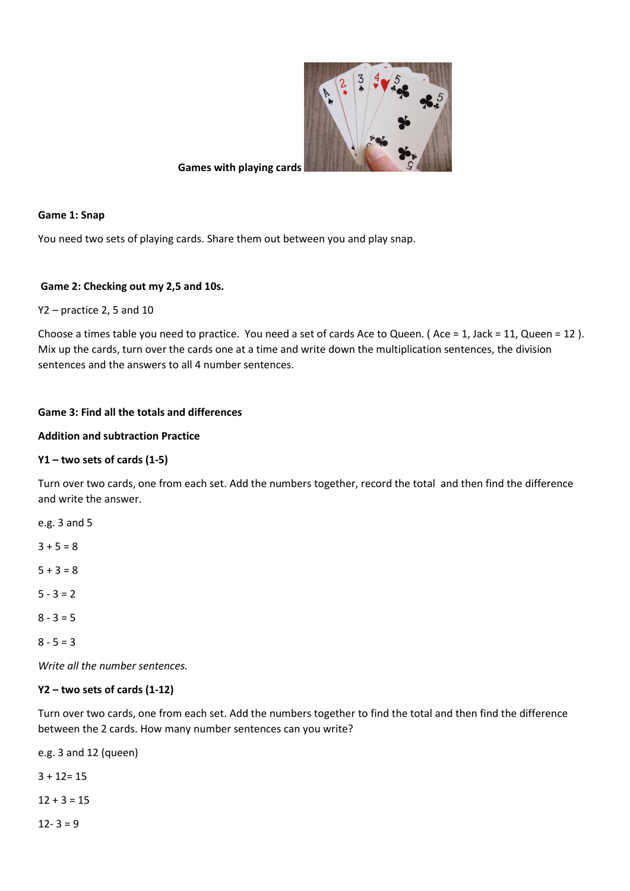**Games with playing cards**

### Game 1: Snap

You need two sets of playing cards. Share them out between you and play snap.

### Game 2: Checking out my 2,5 and 10s.

Y2 – practice 2, 5 and 10

Choose a times table you need to practice. You need a set of cards Ace to Queen. ( Ace = 1, Jack = 11, Queen = 12 ). Mix up the cards, turn over the cards one at a time and write down the multiplication sentences, the division sentences and the answers to all 4 number sentences.

### Game 3: Find all the totals and differences

**Addition and subtraction Practice**

**Y1 – two sets of cards (1-5)**

Turn over two cards, one from each set. Add the numbers together, record the total and then find the difference and write the answer.

e.g. 3 and 5

3 + 5 = 8

5 + 3 = 8

5 - 3 = 2

8 - 3 = 5

8 - 5 = 3

*Write all the number sentences.*

**Y2 – two sets of cards (1-12)**

Turn over two cards, one from each set. Add the numbers together to find the total and then find the difference between the 2 cards. How many number sentences can you write?

e.g. 3 and 12 (queen)

3 + 12= 15

12 + 3 = 15

12- 3 = 9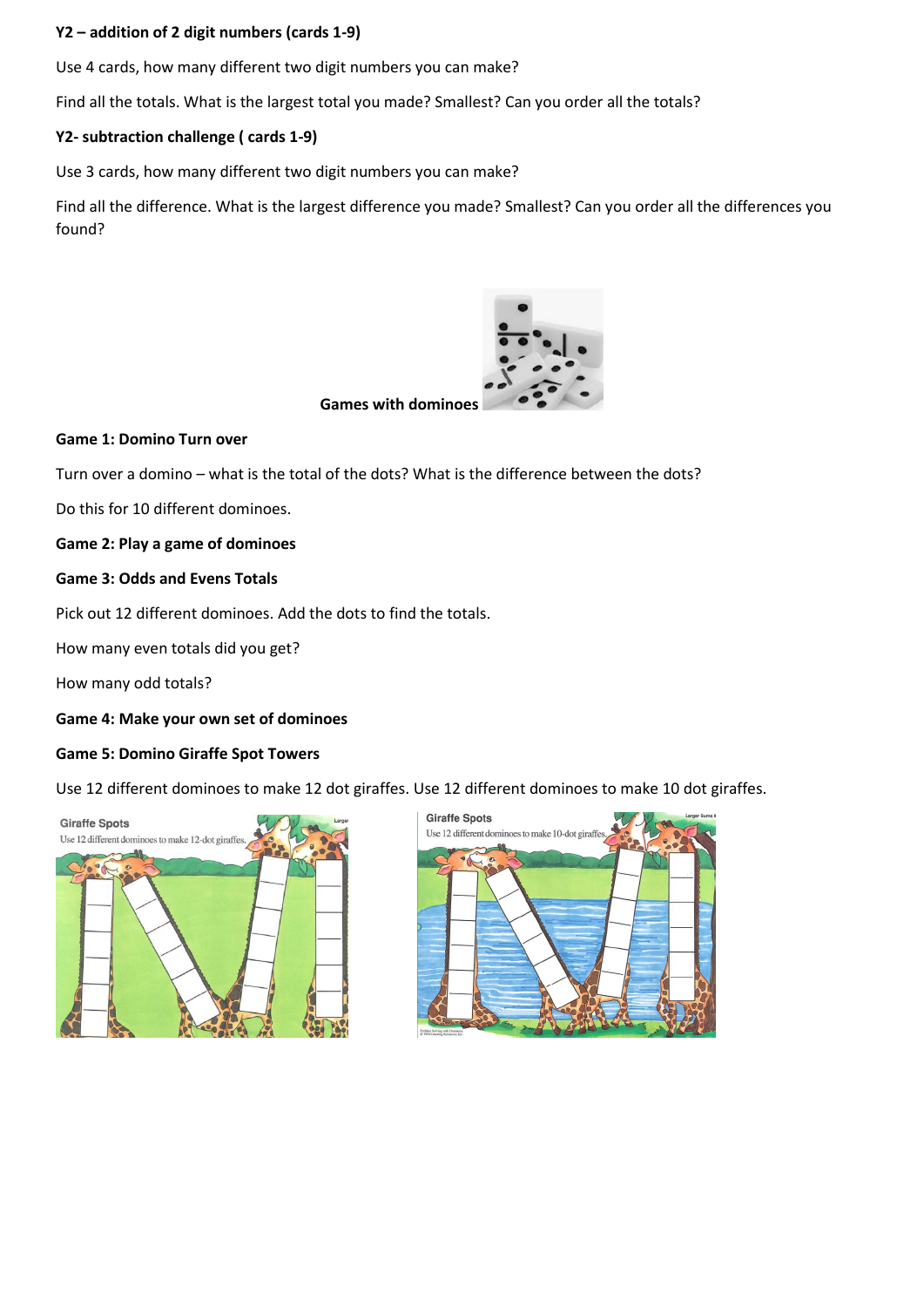**Y2 – addition of 2 digit numbers (cards 1-9)**

Use 4 cards, how many different two digit numbers you can make?

Find all the totals. What is the largest total you made? Smallest? Can you order all the totals?

**Y2- subtraction challenge ( cards 1-9)**

Use 3 cards, how many different two digit numbers you can make?

Find all the difference. What is the largest difference you made? Smallest? Can you order all the differences you found?

**Games with dominoes**

**Game 1: Domino Turn over**

Turn over a domino – what is the total of the dots? What is the difference between the dots?

Do this for 10 different dominoes.

**Game 2: Play a game of dominoes**

**Game 3: Odds and Evens Totals**

Pick out 12 different dominoes. Add the dots to find the totals.

How many even totals did you get?

How many odd totals?

**Game 4: Make your own set of dominoes**

**Game 5: Domino Giraffe Spot Towers**

Use 12 different dominoes to make 12 dot giraffes. Use 12 different dominoes to make 10 dot giraffes.

Giraffe Spots

Use 12 different dominoes to make 12-dot giraffes.

Giraffe Spots

Use 12 different dominoes to make 10-dot giraffes.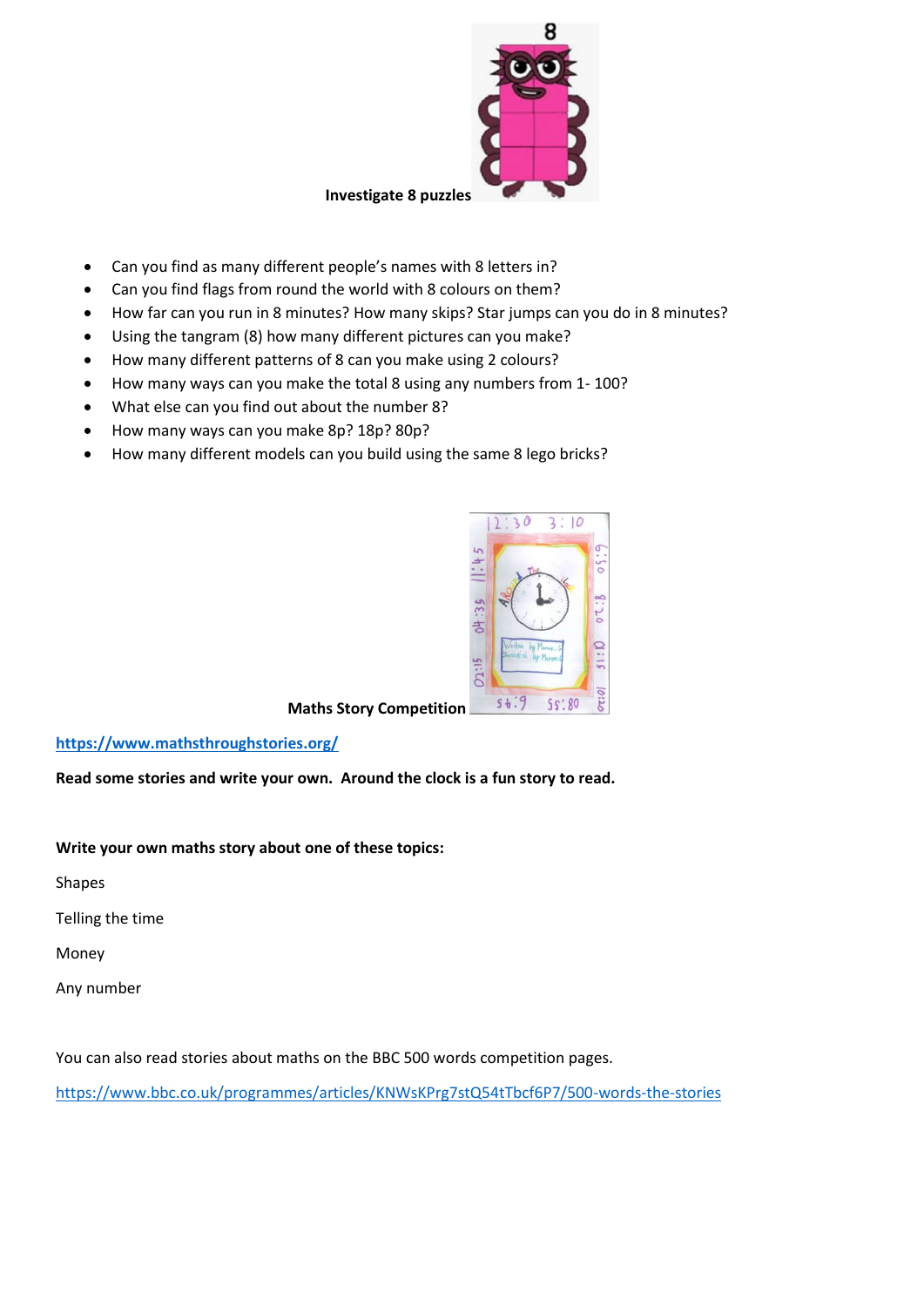**Investigate 8 puzzles**

- Can you find as many different people's names with 8 letters in?
- Can you find flags from round the world with 8 colours on them?
- How far can you run in 8 minutes? How many skips? Star jumps can you do in 8 minutes?
- Using the tangram (8) how many different pictures can you make?
- How many different patterns of 8 can you make using 2 colours?
- How many ways can you make the total 8 using any numbers from 1- 100?
- What else can you find out about the number 8?
- How many ways can you make 8p? 18p? 80p?
- How many different models can you build using the same 8 lego bricks?

**Maths Story Competition**

[https://www.mathsthroughstories.org/](https://www.mathsthroughstories.org/)

**Read some stories and write your own. Around the clock is a fun story to read.**

**Write your own maths story about one of these topics:**

Shapes

Telling the time

Money

Any number

You can also read stories about maths on the BBC 500 words competition pages.

[https://www.bbc.co.uk/programmes/articles/KNWsKPrg7stQ54tTbcf6P7/500-words-the-stories](https://www.bbc.co.uk/programmes/articles/KNWsKPrg7stQ54tTbcf6P7/500-words-the-stories)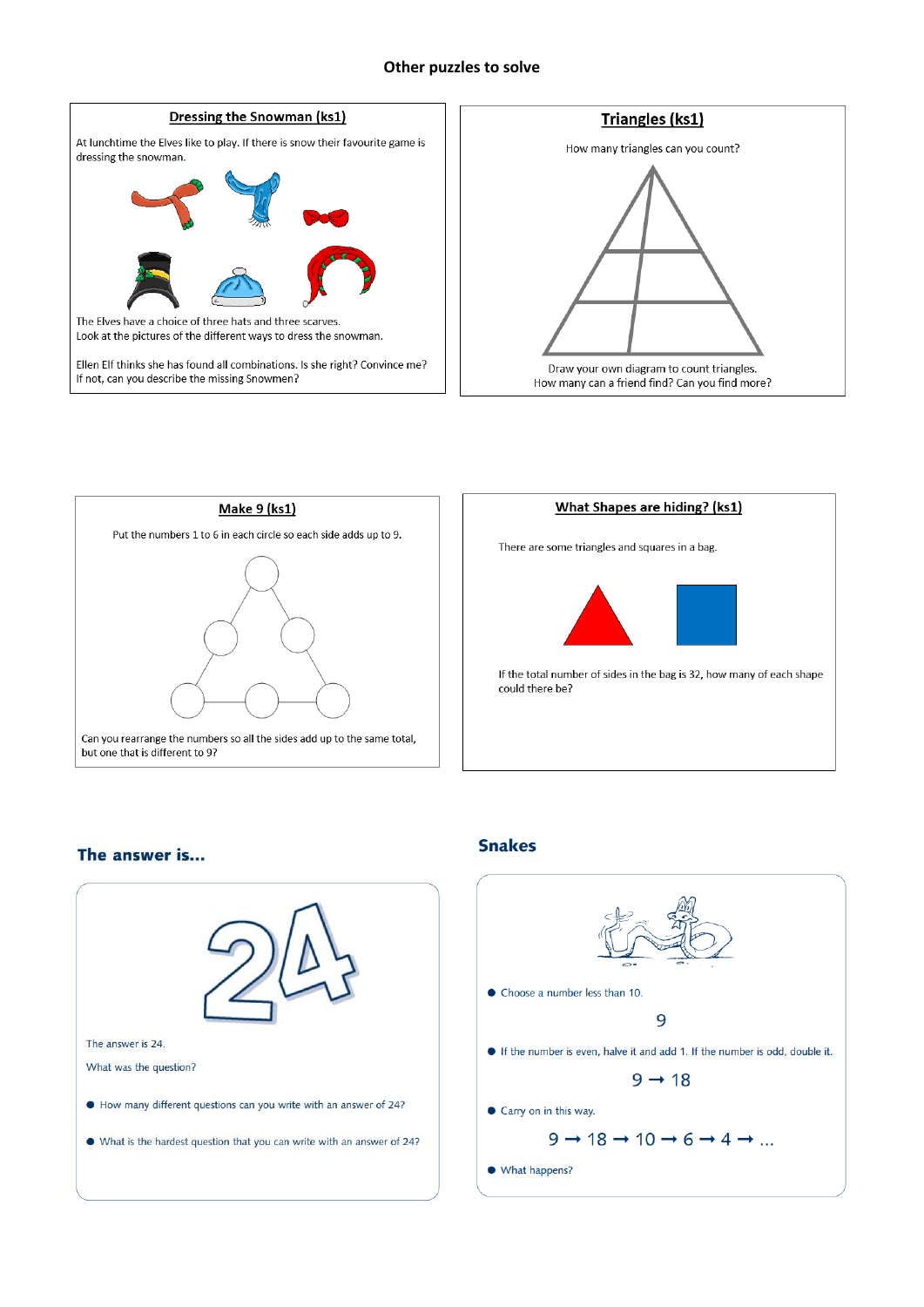# Other puzzles to solve

## Dressing the Snowman (ks1)

At lunchtime the Elves like to play. If there is snow their favourite game is dressing the snowman.

The Elves have a choice of three hats and three scarves.
Look at the pictures of the different ways to dress the snowman.

Ellen Elf thinks she has found all combinations. Is she right? Convince me? If not, can you describe the missing Snowmen?

## Triangles (ks1)

How many triangles can you count?

Draw your own diagram to count triangles.
How many can a friend find? Can you find more?

## Make 9 (ks1)

Put the numbers 1 to 6 in each circle so each side adds up to 9.

Can you rearrange the numbers so all the sides add up to the same total, but one that is different to 9?

## What Shapes are hiding? (ks1)

There are some triangles and squares in a bag.

If the total number of sides in the bag is 32, how many of each shape could there be?

## The answer is...

24

The answer is 24.

What was the question?

- How many different questions can you write with an answer of 24?
- What is the hardest question that you can write with an answer of 24?

## Snakes

- Choose a number less than 10.

9

- If the number is even, halve it and add 1. If the number is odd, double it.

9 → 18

- Carry on in this way.

9 → 18 → 10 → 6 → 4 → ...

- What happens?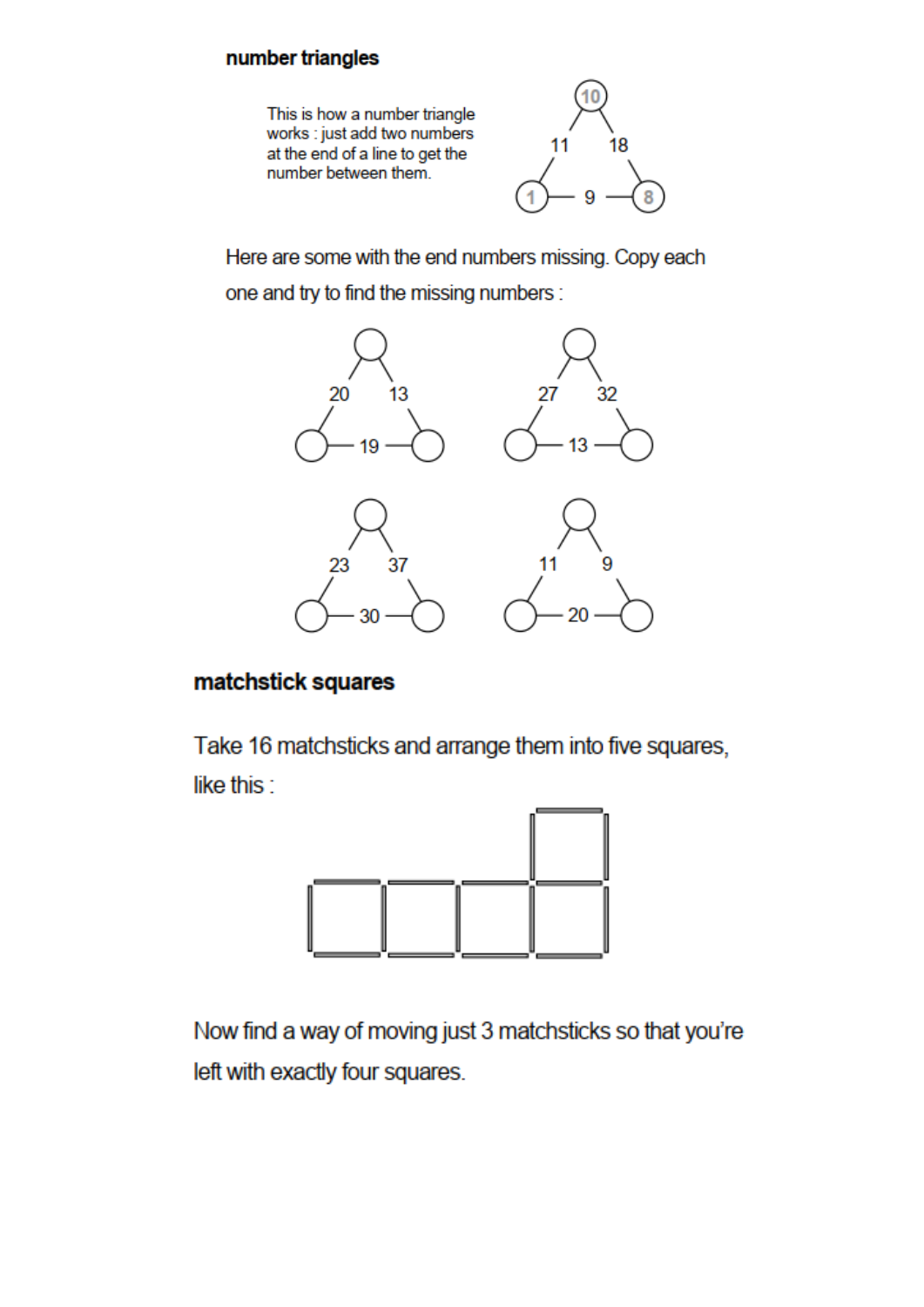## number triangles

This is how a number triangle works : just add two numbers at the end of a line to get the number between them.

10

11 18

1 9 8

Here are some with the end numbers missing. Copy each one and try to find the missing numbers :

20 13

19

27 32

13

23 37

30

11 9

20

## matchstick squares

Take 16 matchsticks and arrange them into five squares, like this :

Now find a way of moving just 3 matchsticks so that you're left with exactly four squares.